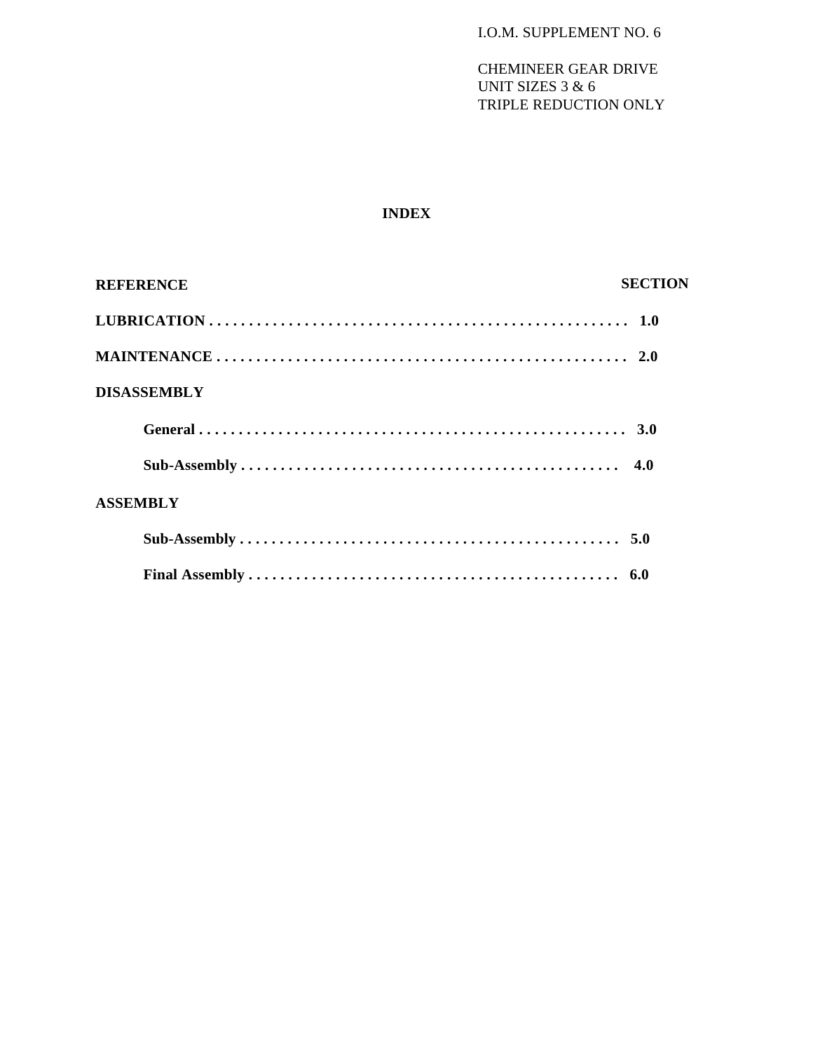I.O.M. SUPPLEMENT NO. 6

CHEMINEER GEAR DRIVE
UNIT SIZES 3 & 6
TRIPLE REDUCTION ONLY

# INDEX

| REFERENCE | SECTION |
|---|---|
| **LUBRICATION** | **1.0** |
| **MAINTENANCE** | **2.0** |
| **DISASSEMBLY** | |
| **General** | **3.0** |
| **Sub-Assembly** | **4.0** |
| **ASSEMBLY** | |
| **Sub-Assembly** | **5.0** |
| **Final Assembly** | **6.0** |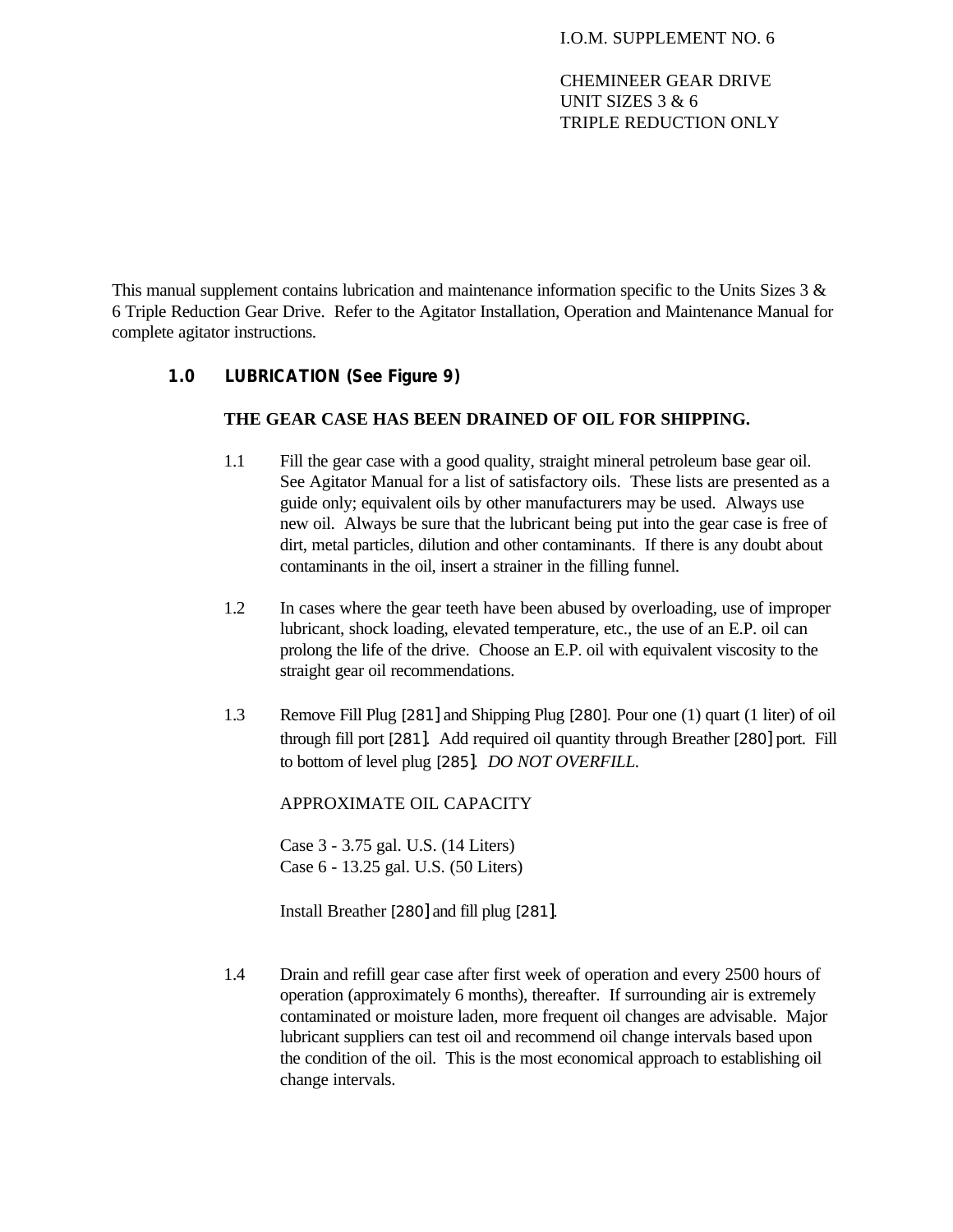I.O.M. SUPPLEMENT NO. 6

CHEMINEER GEAR DRIVE
UNIT SIZES 3 & 6
TRIPLE REDUCTION ONLY

This manual supplement contains lubrication and maintenance information specific to the Units Sizes 3 & 6 Triple Reduction Gear Drive. Refer to the Agitator Installation, Operation and Maintenance Manual for complete agitator instructions.

## 1.0 LUBRICATION (See Figure 9)

**THE GEAR CASE HAS BEEN DRAINED OF OIL FOR SHIPPING.**

1.1 Fill the gear case with a good quality, straight mineral petroleum base gear oil. See Agitator Manual for a list of satisfactory oils. These lists are presented as a guide only; equivalent oils by other manufacturers may be used. Always use new oil. Always be sure that the lubricant being put into the gear case is free of dirt, metal particles, dilution and other contaminants. If there is any doubt about contaminants in the oil, insert a strainer in the filling funnel.

1.2 In cases where the gear teeth have been abused by overloading, use of improper lubricant, shock loading, elevated temperature, etc., the use of an E.P. oil can prolong the life of the drive. Choose an E.P. oil with equivalent viscosity to the straight gear oil recommendations.

1.3 Remove Fill Plug [281] and Shipping Plug [280]. Pour one (1) quart (1 liter) of oil through fill port [281]. Add required oil quantity through Breather [280] port. Fill to bottom of level plug [285]. *DO NOT OVERFILL.*

APPROXIMATE OIL CAPACITY

Case 3 - 3.75 gal. U.S. (14 Liters)
Case 6 - 13.25 gal. U.S. (50 Liters)

Install Breather [280] and fill plug [281].

1.4 Drain and refill gear case after first week of operation and every 2500 hours of operation (approximately 6 months), thereafter. If surrounding air is extremely contaminated or moisture laden, more frequent oil changes are advisable. Major lubricant suppliers can test oil and recommend oil change intervals based upon the condition of the oil. This is the most economical approach to establishing oil change intervals.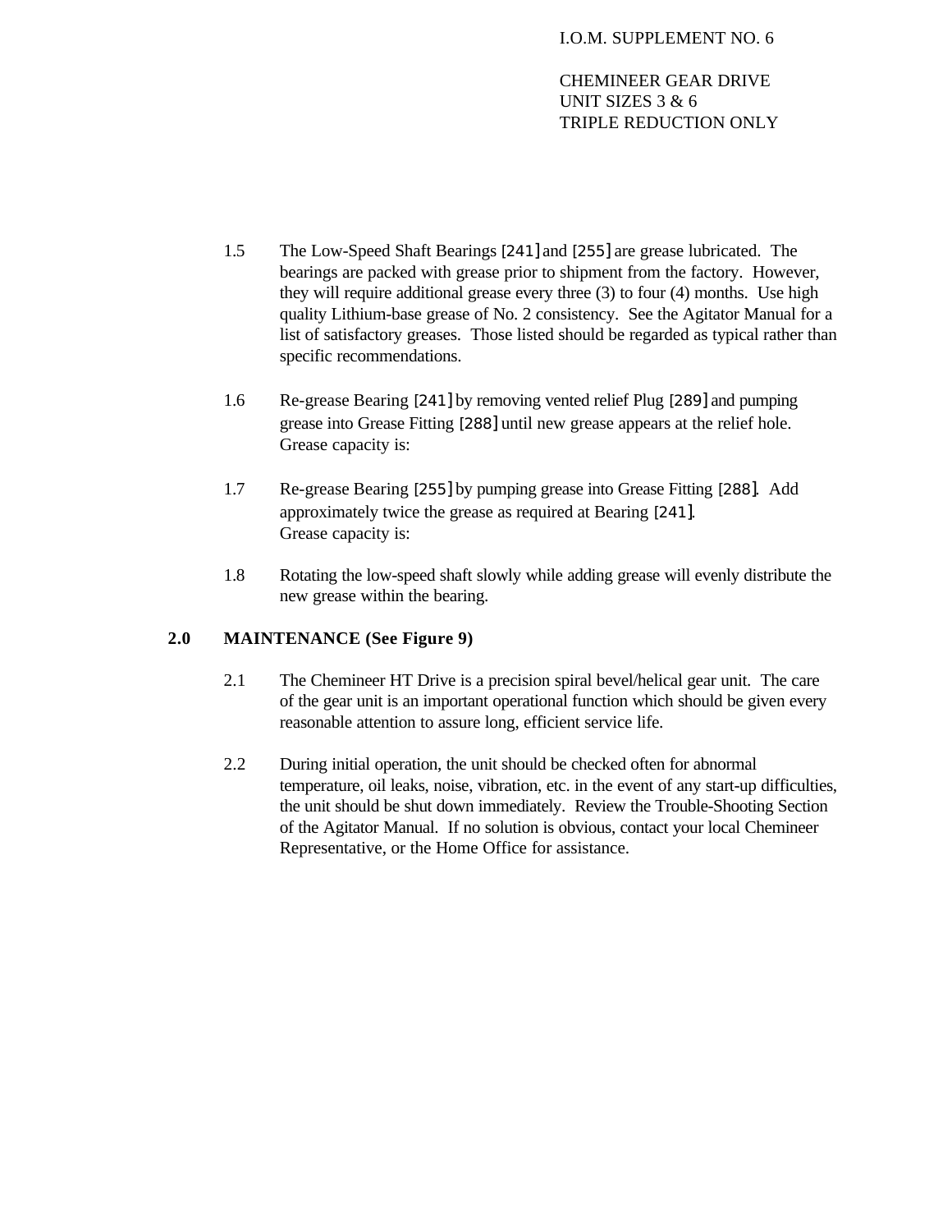1.5 The Low-Speed Shaft Bearings [241] and [255] are grease lubricated. The bearings are packed with grease prior to shipment from the factory. However, they will require additional grease every three (3) to four (4) months. Use high quality Lithium-base grease of No. 2 consistency. See the Agitator Manual for a list of satisfactory greases. Those listed should be regarded as typical rather than specific recommendations.

1.6 Re-grease Bearing [241] by removing vented relief Plug [289] and pumping grease into Grease Fitting [288] until new grease appears at the relief hole. Grease capacity is:

1.7 Re-grease Bearing [255] by pumping grease into Grease Fitting [288]. Add approximately twice the grease as required at Bearing [241]. Grease capacity is:

1.8 Rotating the low-speed shaft slowly while adding grease will evenly distribute the new grease within the bearing.

## 2.0 MAINTENANCE (See Figure 9)

2.1 The Chemineer HT Drive is a precision spiral bevel/helical gear unit. The care of the gear unit is an important operational function which should be given every reasonable attention to assure long, efficient service life.

2.2 During initial operation, the unit should be checked often for abnormal temperature, oil leaks, noise, vibration, etc. in the event of any start-up difficulties, the unit should be shut down immediately. Review the Trouble-Shooting Section of the Agitator Manual. If no solution is obvious, contact your local Chemineer Representative, or the Home Office for assistance.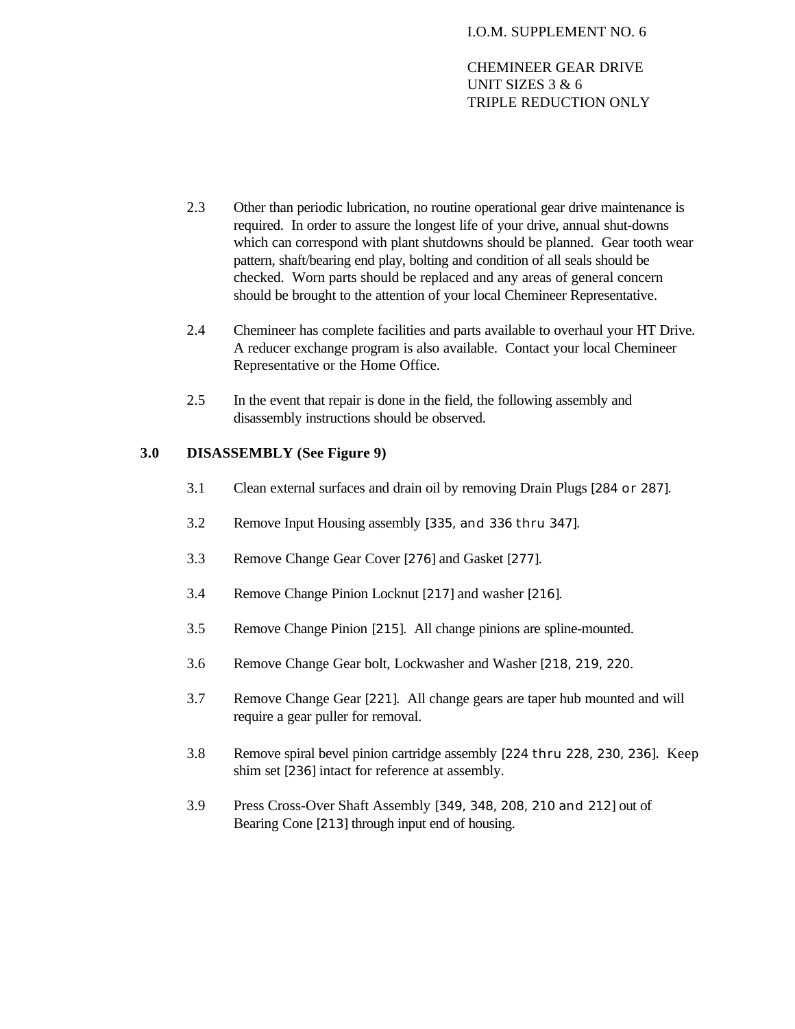I.O.M. SUPPLEMENT NO. 6

CHEMINEER GEAR DRIVE
UNIT SIZES 3 & 6
TRIPLE REDUCTION ONLY

2.3 Other than periodic lubrication, no routine operational gear drive maintenance is required. In order to assure the longest life of your drive, annual shut-downs which can correspond with plant shutdowns should be planned. Gear tooth wear pattern, shaft/bearing end play, bolting and condition of all seals should be checked. Worn parts should be replaced and any areas of general concern should be brought to the attention of your local Chemineer Representative.

2.4 Chemineer has complete facilities and parts available to overhaul your HT Drive. A reducer exchange program is also available. Contact your local Chemineer Representative or the Home Office.

2.5 In the event that repair is done in the field, the following assembly and disassembly instructions should be observed.

## 3.0 DISASSEMBLY (See Figure 9)

3.1 Clean external surfaces and drain oil by removing Drain Plugs [284 or 287].

3.2 Remove Input Housing assembly [335, and 336 thru 347].

3.3 Remove Change Gear Cover [276] and Gasket [277].

3.4 Remove Change Pinion Locknut [217] and washer [216].

3.5 Remove Change Pinion [215]. All change pinions are spline-mounted.

3.6 Remove Change Gear bolt, Lockwasher and Washer [218, 219, 220.

3.7 Remove Change Gear [221]. All change gears are taper hub mounted and will require a gear puller for removal.

3.8 Remove spiral bevel pinion cartridge assembly [224 thru 228, 230, 236]. Keep shim set [236] intact for reference at assembly.

3.9 Press Cross-Over Shaft Assembly [349, 348, 208, 210 and 212] out of Bearing Cone [213] through input end of housing.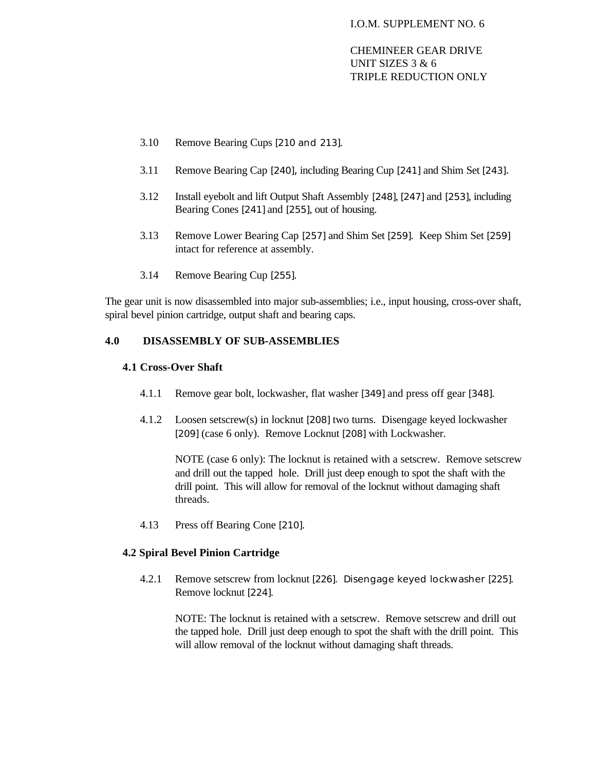3.10 Remove Bearing Cups [210 and 213].

3.11 Remove Bearing Cap [240], including Bearing Cup [241] and Shim Set [243].

3.12 Install eyebolt and lift Output Shaft Assembly [248], [247] and [253], including Bearing Cones [241] and [255], out of housing.

3.13 Remove Lower Bearing Cap [257] and Shim Set [259]. Keep Shim Set [259] intact for reference at assembly.

3.14 Remove Bearing Cup [255].

The gear unit is now disassembled into major sub-assemblies; i.e., input housing, cross-over shaft, spiral bevel pinion cartridge, output shaft and bearing caps.

## 4.0 DISASSEMBLY OF SUB-ASSEMBLIES

### 4.1 Cross-Over Shaft

4.1.1 Remove gear bolt, lockwasher, flat washer [349] and press off gear [348].

4.1.2 Loosen setscrew(s) in locknut [208] two turns. Disengage keyed lockwasher [209] (case 6 only). Remove Locknut [208] with Lockwasher.

NOTE (case 6 only): The locknut is retained with a setscrew. Remove setscrew and drill out the tapped hole. Drill just deep enough to spot the shaft with the drill point. This will allow for removal of the locknut without damaging shaft threads.

4.13 Press off Bearing Cone [210].

### 4.2 Spiral Bevel Pinion Cartridge

4.2.1 Remove setscrew from locknut [226]. Disengage keyed lockwasher [225]. Remove locknut [224].

NOTE: The locknut is retained with a setscrew. Remove setscrew and drill out the tapped hole. Drill just deep enough to spot the shaft with the drill point. This will allow removal of the locknut without damaging shaft threads.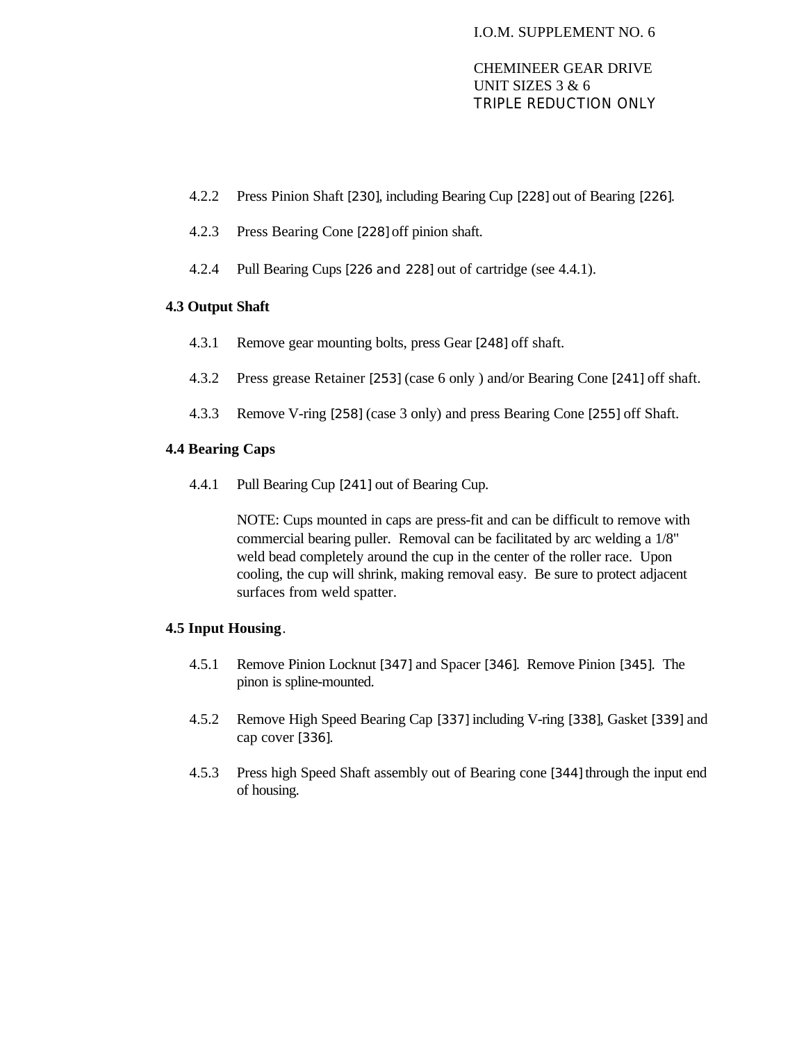4.2.2 Press Pinion Shaft [230], including Bearing Cup [228] out of Bearing [226].

4.2.3 Press Bearing Cone [228] off pinion shaft.

4.2.4 Pull Bearing Cups [226 and 228] out of cartridge (see 4.4.1).

**4.3 Output Shaft**

4.3.1 Remove gear mounting bolts, press Gear [248] off shaft.

4.3.2 Press grease Retainer [253] (case 6 only ) and/or Bearing Cone [241] off shaft.

4.3.3 Remove V-ring [258] (case 3 only) and press Bearing Cone [255] off Shaft.

**4.4 Bearing Caps**

4.4.1 Pull Bearing Cup [241] out of Bearing Cup.

NOTE: Cups mounted in caps are press-fit and can be difficult to remove with commercial bearing puller. Removal can be facilitated by arc welding a 1/8" weld bead completely around the cup in the center of the roller race. Upon cooling, the cup will shrink, making removal easy. Be sure to protect adjacent surfaces from weld spatter.

**4.5 Input Housing**.

4.5.1 Remove Pinion Locknut [347] and Spacer [346]. Remove Pinion [345]. The pinon is spline-mounted.

4.5.2 Remove High Speed Bearing Cap [337] including V-ring [338], Gasket [339] and cap cover [336].

4.5.3 Press high Speed Shaft assembly out of Bearing cone [344] through the input end of housing.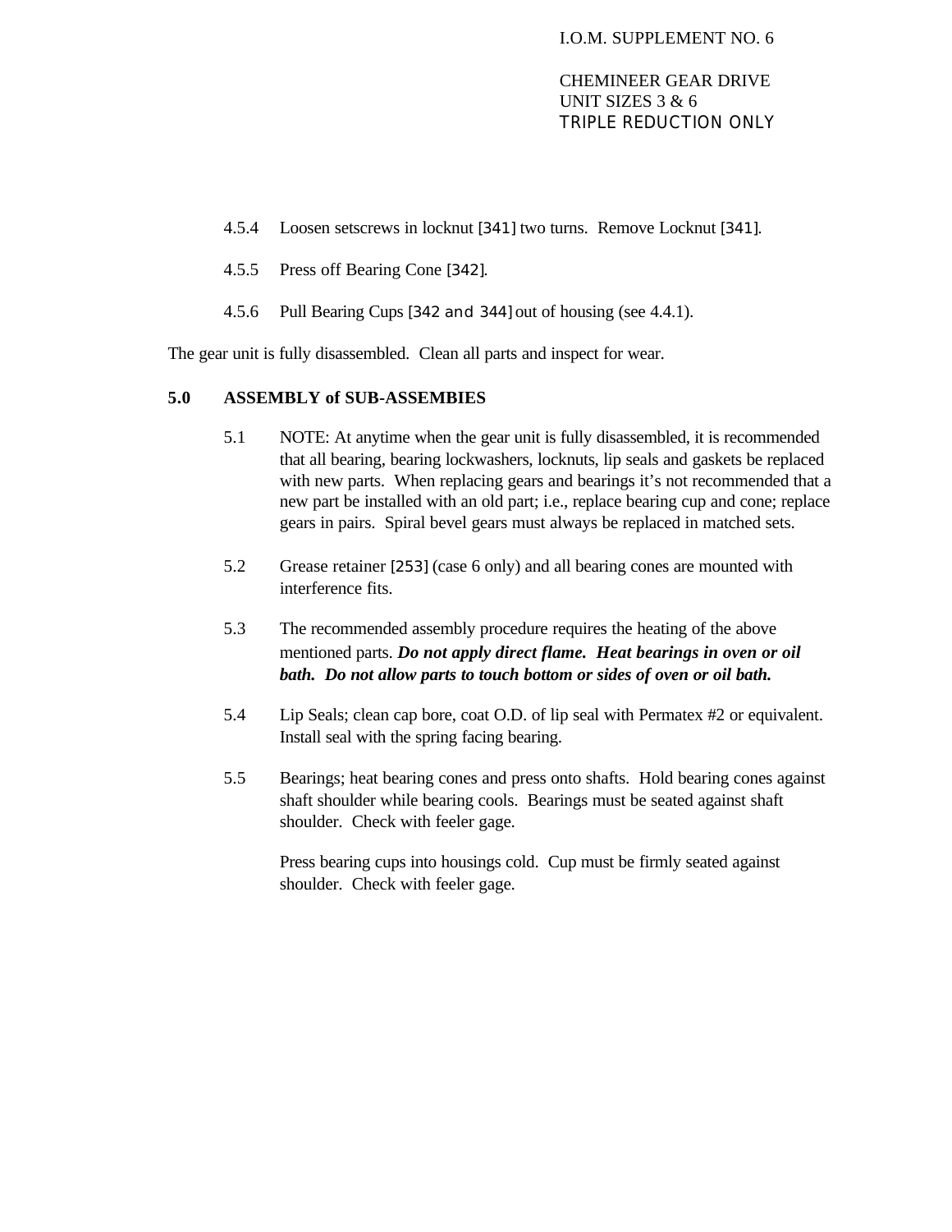4.5.4 Loosen setscrews in locknut [341] two turns. Remove Locknut [341].

4.5.5 Press off Bearing Cone [342].

4.5.6 Pull Bearing Cups [342 and 344] out of housing (see 4.4.1).

The gear unit is fully disassembled. Clean all parts and inspect for wear.

## 5.0 ASSEMBLY of SUB-ASSEMBIES

5.1 NOTE: At anytime when the gear unit is fully disassembled, it is recommended that all bearing, bearing lockwashers, locknuts, lip seals and gaskets be replaced with new parts. When replacing gears and bearings it's not recommended that a new part be installed with an old part; i.e., replace bearing cup and cone; replace gears in pairs. Spiral bevel gears must always be replaced in matched sets.

5.2 Grease retainer [253] (case 6 only) and all bearing cones are mounted with interference fits.

5.3 The recommended assembly procedure requires the heating of the above mentioned parts. ***Do not apply direct flame. Heat bearings in oven or oil bath. Do not allow parts to touch bottom or sides of oven or oil bath.***

5.4 Lip Seals; clean cap bore, coat O.D. of lip seal with Permatex #2 or equivalent. Install seal with the spring facing bearing.

5.5 Bearings; heat bearing cones and press onto shafts. Hold bearing cones against shaft shoulder while bearing cools. Bearings must be seated against shaft shoulder. Check with feeler gage.

Press bearing cups into housings cold. Cup must be firmly seated against shoulder. Check with feeler gage.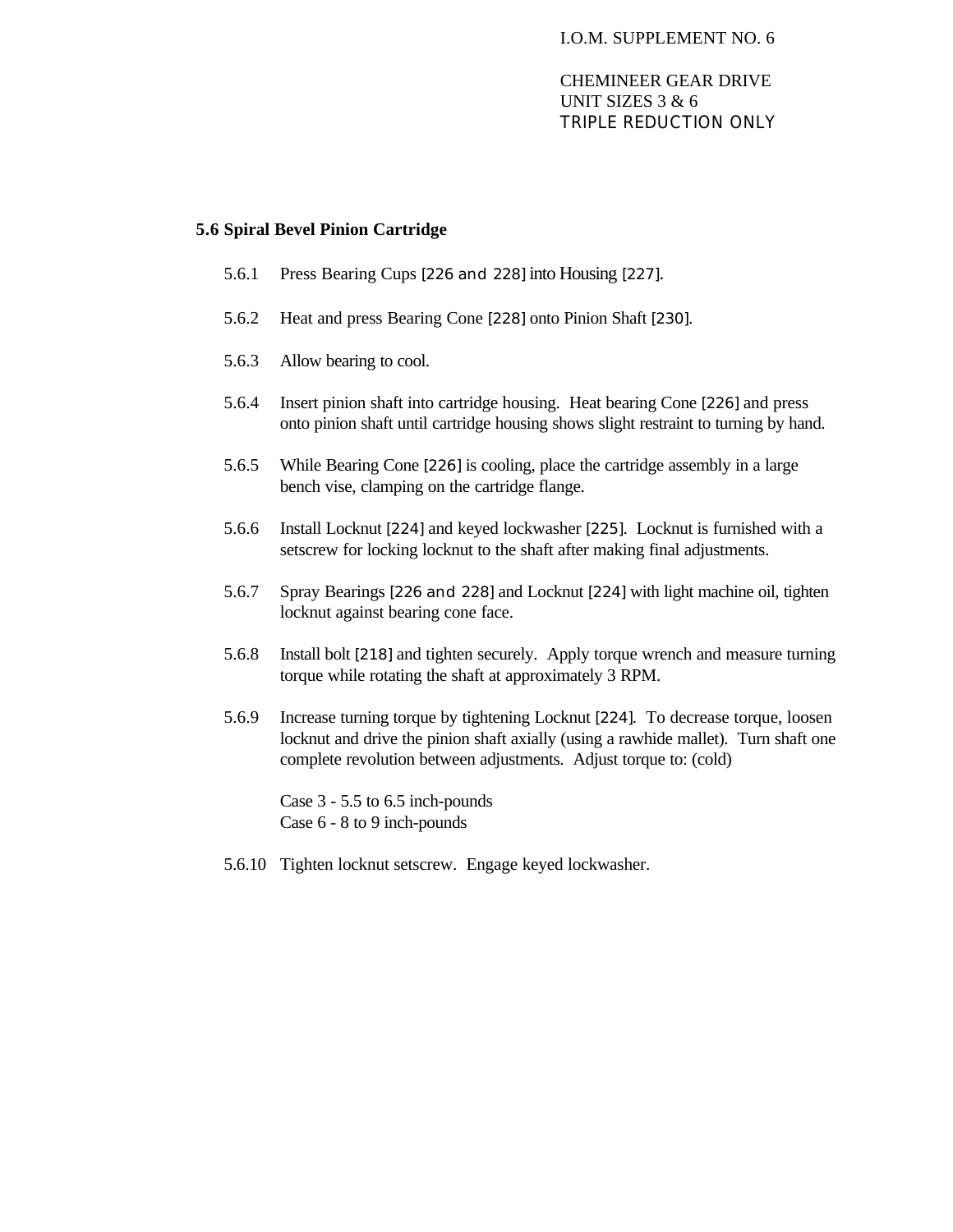I.O.M. SUPPLEMENT NO. 6

CHEMINEER GEAR DRIVE
UNIT SIZES 3 & 6
TRIPLE REDUCTION ONLY

## 5.6 Spiral Bevel Pinion Cartridge

5.6.1 Press Bearing Cups [226 and 228] into Housing [227].

5.6.2 Heat and press Bearing Cone [228] onto Pinion Shaft [230].

5.6.3 Allow bearing to cool.

5.6.4 Insert pinion shaft into cartridge housing. Heat bearing Cone [226] and press onto pinion shaft until cartridge housing shows slight restraint to turning by hand.

5.6.5 While Bearing Cone [226] is cooling, place the cartridge assembly in a large bench vise, clamping on the cartridge flange.

5.6.6 Install Locknut [224] and keyed lockwasher [225]. Locknut is furnished with a setscrew for locking locknut to the shaft after making final adjustments.

5.6.7 Spray Bearings [226 and 228] and Locknut [224] with light machine oil, tighten locknut against bearing cone face.

5.6.8 Install bolt [218] and tighten securely. Apply torque wrench and measure turning torque while rotating the shaft at approximately 3 RPM.

5.6.9 Increase turning torque by tightening Locknut [224]. To decrease torque, loosen locknut and drive the pinion shaft axially (using a rawhide mallet). Turn shaft one complete revolution between adjustments. Adjust torque to: (cold)

Case 3 - 5.5 to 6.5 inch-pounds
Case 6 - 8 to 9 inch-pounds

5.6.10 Tighten locknut setscrew. Engage keyed lockwasher.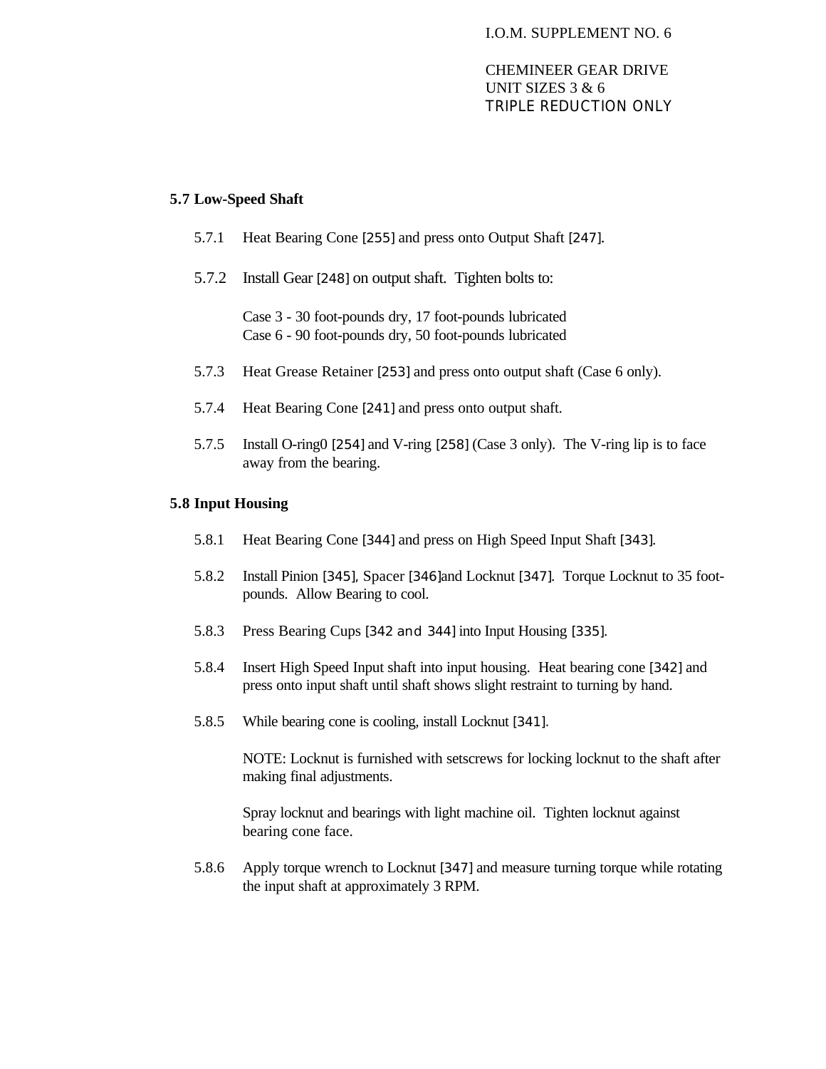## 5.7 Low-Speed Shaft

5.7.1 Heat Bearing Cone [255] and press onto Output Shaft [247].

5.7.2 Install Gear [248] on output shaft. Tighten bolts to:

Case 3 - 30 foot-pounds dry, 17 foot-pounds lubricated
Case 6 - 90 foot-pounds dry, 50 foot-pounds lubricated

5.7.3 Heat Grease Retainer [253] and press onto output shaft (Case 6 only).

5.7.4 Heat Bearing Cone [241] and press onto output shaft.

5.7.5 Install O-ring0 [254] and V-ring [258] (Case 3 only). The V-ring lip is to face away from the bearing.

## 5.8 Input Housing

5.8.1 Heat Bearing Cone [344] and press on High Speed Input Shaft [343].

5.8.2 Install Pinion [345], Spacer [346]and Locknut [347]. Torque Locknut to 35 foot-pounds. Allow Bearing to cool.

5.8.3 Press Bearing Cups [342 and 344] into Input Housing [335].

5.8.4 Insert High Speed Input shaft into input housing. Heat bearing cone [342] and press onto input shaft until shaft shows slight restraint to turning by hand.

5.8.5 While bearing cone is cooling, install Locknut [341].

NOTE: Locknut is furnished with setscrews for locking locknut to the shaft after making final adjustments.

Spray locknut and bearings with light machine oil. Tighten locknut against bearing cone face.

5.8.6 Apply torque wrench to Locknut [347] and measure turning torque while rotating the input shaft at approximately 3 RPM.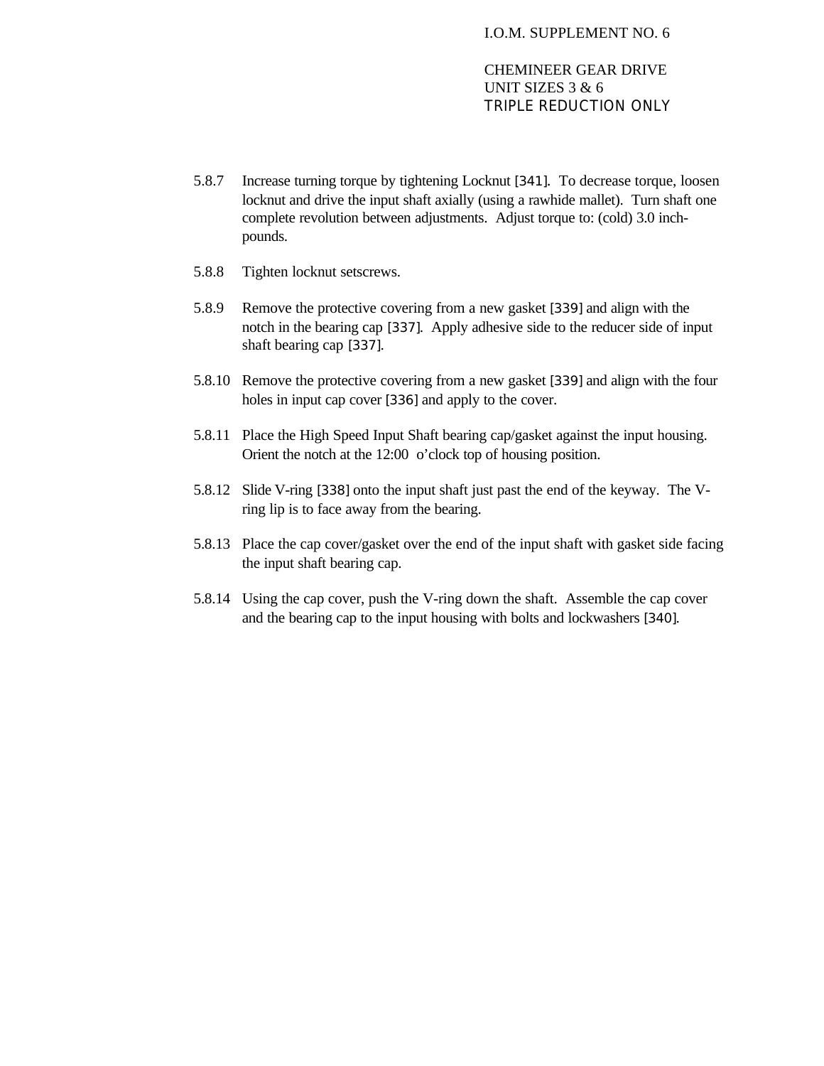5.8.7 Increase turning torque by tightening Locknut [341]. To decrease torque, loosen locknut and drive the input shaft axially (using a rawhide mallet). Turn shaft one complete revolution between adjustments. Adjust torque to: (cold) 3.0 inch-pounds.

5.8.8 Tighten locknut setscrews.

5.8.9 Remove the protective covering from a new gasket [339] and align with the notch in the bearing cap [337]. Apply adhesive side to the reducer side of input shaft bearing cap [337].

5.8.10 Remove the protective covering from a new gasket [339] and align with the four holes in input cap cover [336] and apply to the cover.

5.8.11 Place the High Speed Input Shaft bearing cap/gasket against the input housing. Orient the notch at the 12:00 o'clock top of housing position.

5.8.12 Slide V-ring [338] onto the input shaft just past the end of the keyway. The V-ring lip is to face away from the bearing.

5.8.13 Place the cap cover/gasket over the end of the input shaft with gasket side facing the input shaft bearing cap.

5.8.14 Using the cap cover, push the V-ring down the shaft. Assemble the cap cover and the bearing cap to the input housing with bolts and lockwashers [340].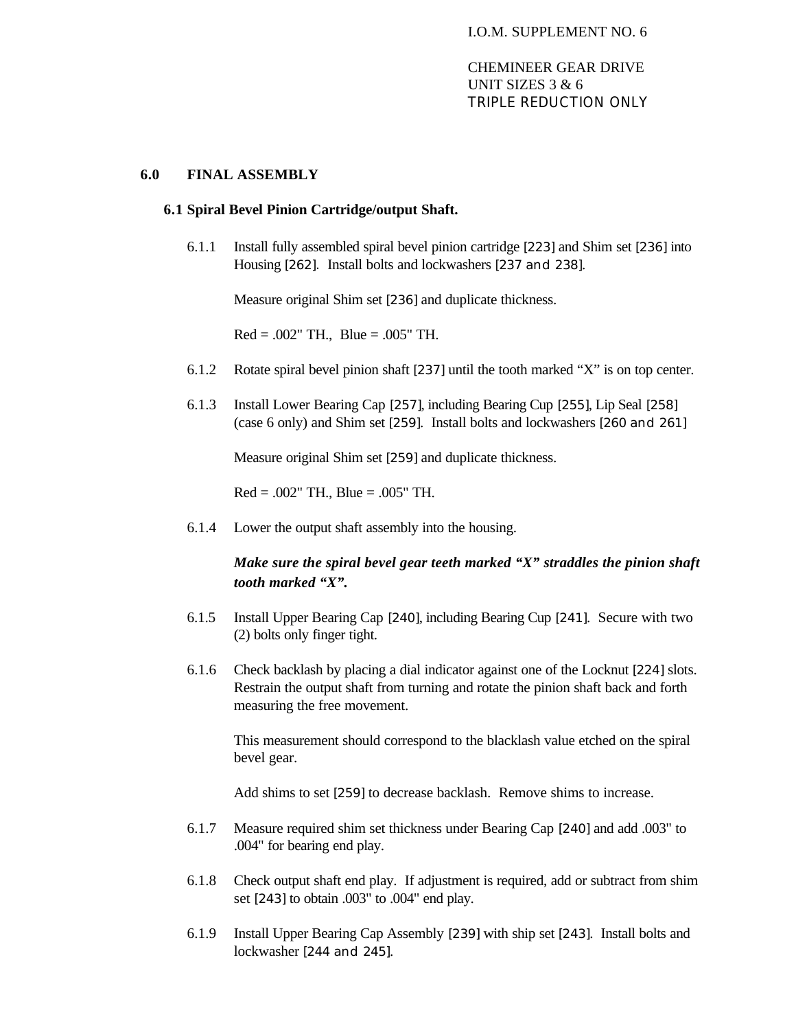I.O.M. SUPPLEMENT NO. 6

CHEMINEER GEAR DRIVE
UNIT SIZES 3 & 6
TRIPLE REDUCTION ONLY

## 6.0 FINAL ASSEMBLY

### 6.1 Spiral Bevel Pinion Cartridge/output Shaft.

6.1.1 Install fully assembled spiral bevel pinion cartridge [223] and Shim set [236] into Housing [262]. Install bolts and lockwashers [237 and 238].

Measure original Shim set [236] and duplicate thickness.

Red = .002" TH., Blue = .005" TH.

6.1.2 Rotate spiral bevel pinion shaft [237] until the tooth marked “X” is on top center.

6.1.3 Install Lower Bearing Cap [257], including Bearing Cup [255], Lip Seal [258] (case 6 only) and Shim set [259]. Install bolts and lockwashers [260 and 261]

Measure original Shim set [259] and duplicate thickness.

Red = .002" TH., Blue = .005" TH.

6.1.4 Lower the output shaft assembly into the housing.

***Make sure the spiral bevel gear teeth marked “X” straddles the pinion shaft tooth marked “X”.***

6.1.5 Install Upper Bearing Cap [240], including Bearing Cup [241]. Secure with two (2) bolts only finger tight.

6.1.6 Check backlash by placing a dial indicator against one of the Locknut [224] slots. Restrain the output shaft from turning and rotate the pinion shaft back and forth measuring the free movement.

This measurement should correspond to the blacklash value etched on the spiral bevel gear.

Add shims to set [259] to decrease backlash. Remove shims to increase.

6.1.7 Measure required shim set thickness under Bearing Cap [240] and add .003" to .004" for bearing end play.

6.1.8 Check output shaft end play. If adjustment is required, add or subtract from shim set [243] to obtain .003" to .004" end play.

6.1.9 Install Upper Bearing Cap Assembly [239] with ship set [243]. Install bolts and lockwasher [244 and 245].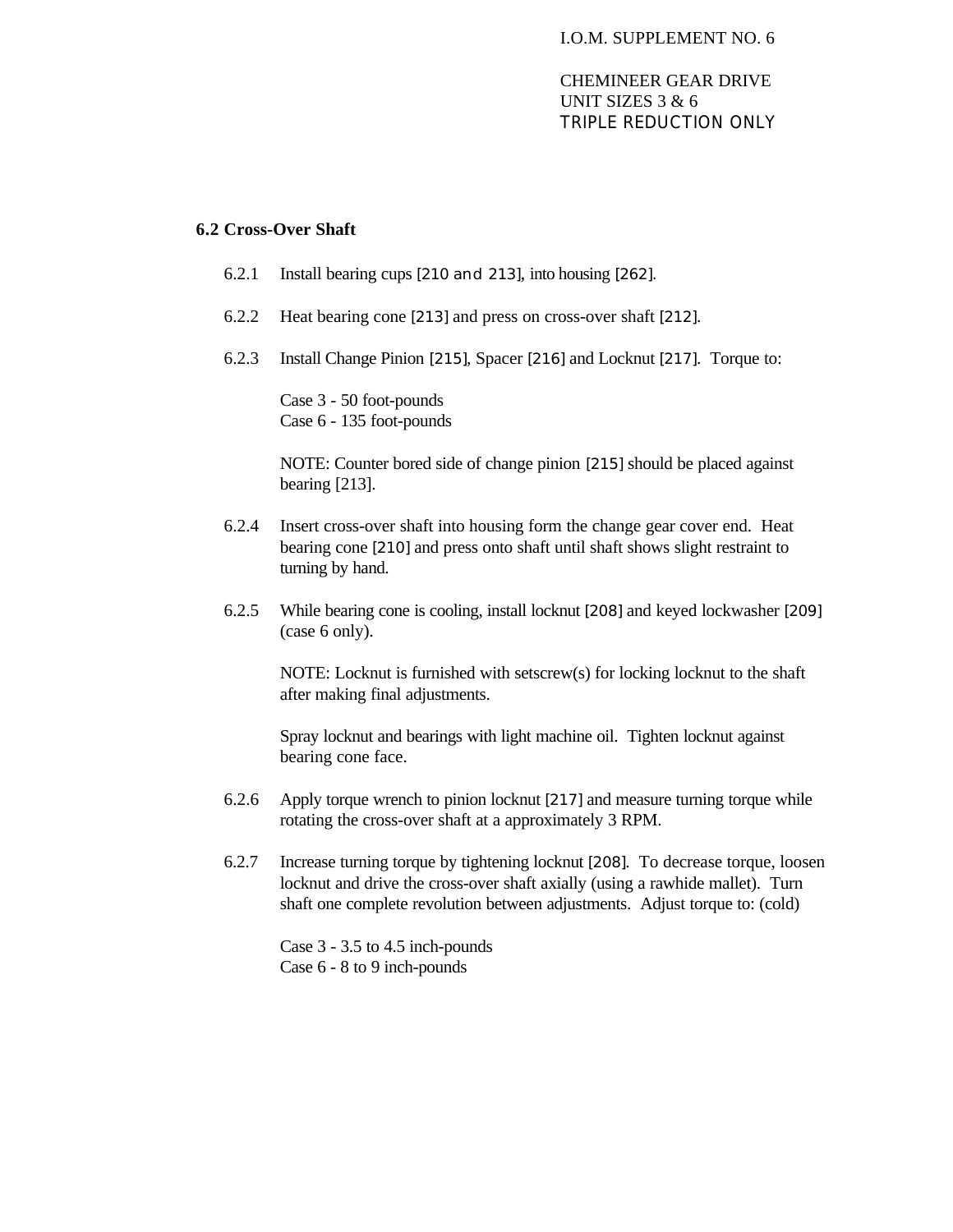## 6.2 Cross-Over Shaft

6.2.1 Install bearing cups [210 and 213], into housing [262].

6.2.2 Heat bearing cone [213] and press on cross-over shaft [212].

6.2.3 Install Change Pinion [215], Spacer [216] and Locknut [217]. Torque to:

Case 3 - 50 foot-pounds
Case 6 - 135 foot-pounds

NOTE: Counter bored side of change pinion [215] should be placed against bearing [213].

6.2.4 Insert cross-over shaft into housing form the change gear cover end. Heat bearing cone [210] and press onto shaft until shaft shows slight restraint to turning by hand.

6.2.5 While bearing cone is cooling, install locknut [208] and keyed lockwasher [209] (case 6 only).

NOTE: Locknut is furnished with setscrew(s) for locking locknut to the shaft after making final adjustments.

Spray locknut and bearings with light machine oil. Tighten locknut against bearing cone face.

6.2.6 Apply torque wrench to pinion locknut [217] and measure turning torque while rotating the cross-over shaft at a approximately 3 RPM.

6.2.7 Increase turning torque by tightening locknut [208]. To decrease torque, loosen locknut and drive the cross-over shaft axially (using a rawhide mallet). Turn shaft one complete revolution between adjustments. Adjust torque to: (cold)

Case 3 - 3.5 to 4.5 inch-pounds
Case 6 - 8 to 9 inch-pounds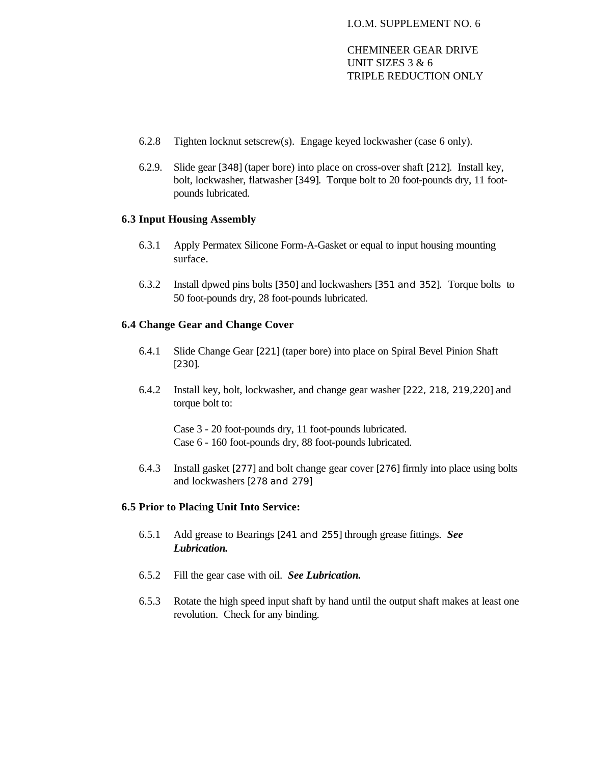6.2.8 Tighten locknut setscrew(s). Engage keyed lockwasher (case 6 only).

6.2.9. Slide gear [348] (taper bore) into place on cross-over shaft [212]. Install key, bolt, lockwasher, flatwasher [349]. Torque bolt to 20 foot-pounds dry, 11 foot-pounds lubricated.

**6.3 Input Housing Assembly**

6.3.1 Apply Permatex Silicone Form-A-Gasket or equal to input housing mounting surface.

6.3.2 Install dpwed pins bolts [350] and lockwashers [351 and 352]. Torque bolts to 50 foot-pounds dry, 28 foot-pounds lubricated.

**6.4 Change Gear and Change Cover**

6.4.1 Slide Change Gear [221] (taper bore) into place on Spiral Bevel Pinion Shaft [230].

6.4.2 Install key, bolt, lockwasher, and change gear washer [222, 218, 219,220] and torque bolt to:

Case 3 - 20 foot-pounds dry, 11 foot-pounds lubricated.
Case 6 - 160 foot-pounds dry, 88 foot-pounds lubricated.

6.4.3 Install gasket [277] and bolt change gear cover [276] firmly into place using bolts and lockwashers [278 and 279]

**6.5 Prior to Placing Unit Into Service:**

6.5.1 Add grease to Bearings [241 and 255] through grease fittings. ***See Lubrication.***

6.5.2 Fill the gear case with oil. ***See Lubrication.***

6.5.3 Rotate the high speed input shaft by hand until the output shaft makes at least one revolution. Check for any binding.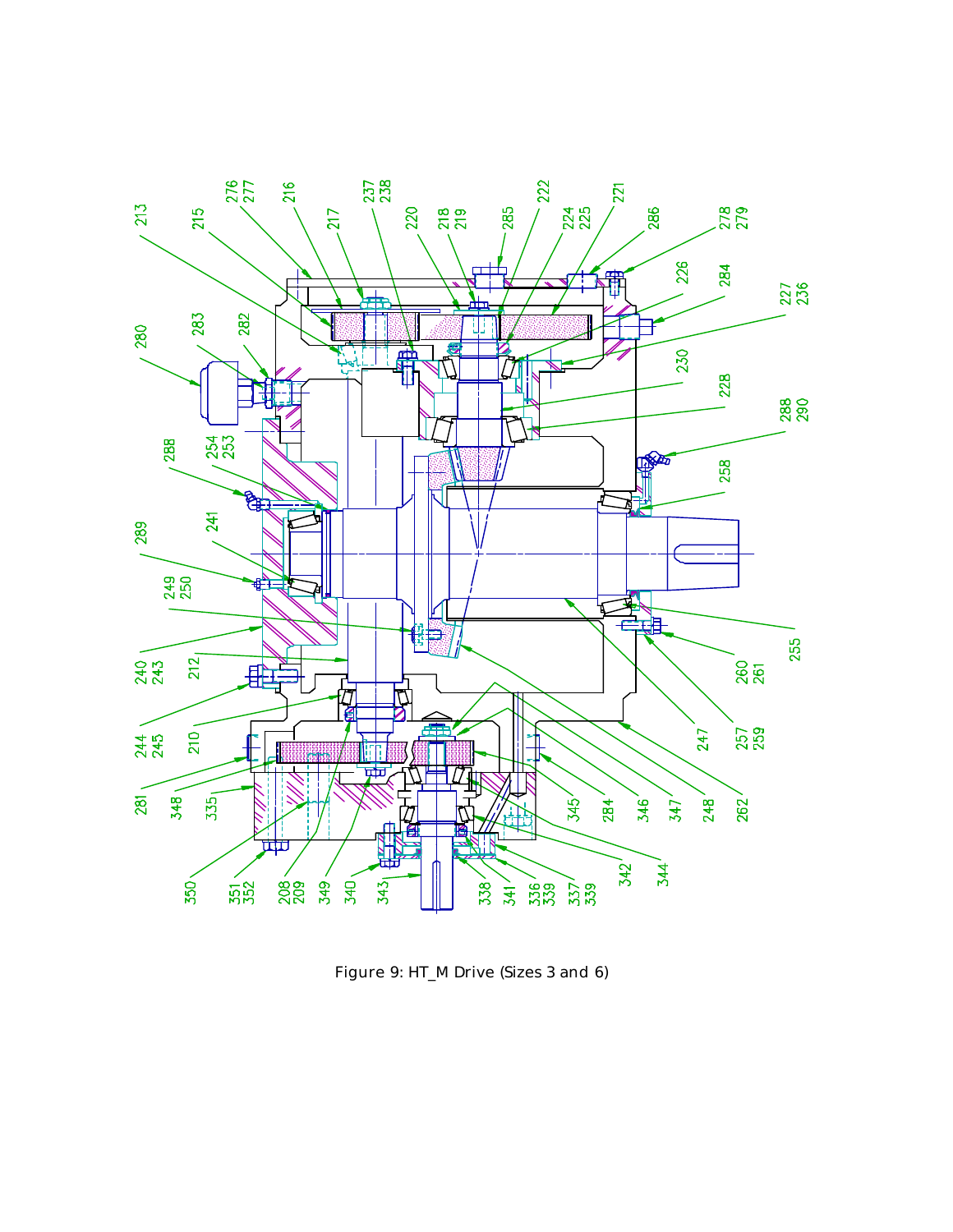Figure 9: HT_M Drive (Sizes 3 and 6)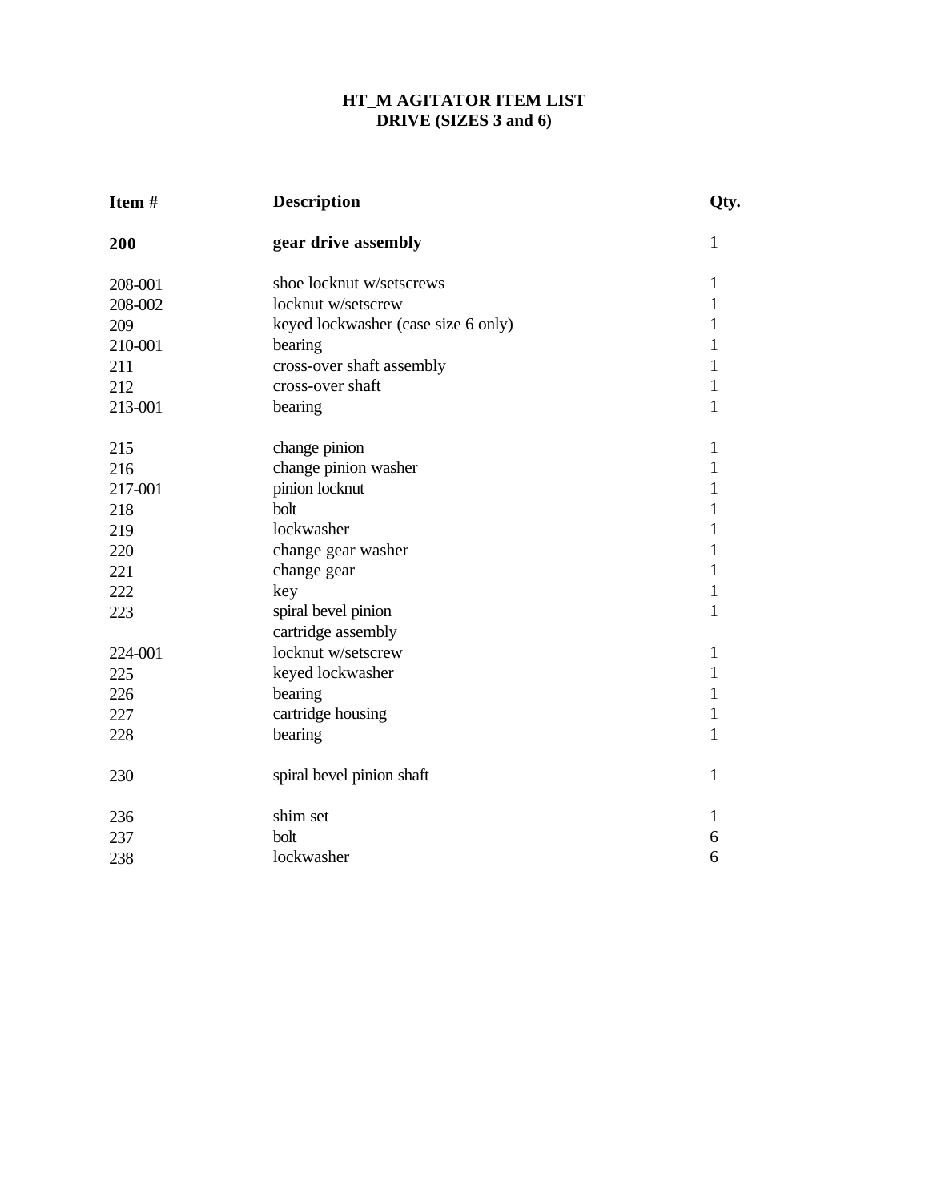# HT_M AGITATOR ITEM LIST
## DRIVE (SIZES 3 and 6)

| Item # | Description | Qty. |
|---|---|---|
| **200** | **gear drive assembly** | 1 |
| 208-001 | shoe locknut w/setscrews | 1 |
| 208-002 | locknut w/setscrew | 1 |
| 209 | keyed lockwasher (case size 6 only) | 1 |
| 210-001 | bearing | 1 |
| 211 | cross-over shaft assembly | 1 |
| 212 | cross-over shaft | 1 |
| 213-001 | bearing | 1 |
| 215 | change pinion | 1 |
| 216 | change pinion washer | 1 |
| 217-001 | pinion locknut | 1 |
| 218 | bolt | 1 |
| 219 | lockwasher | 1 |
| 220 | change gear washer | 1 |
| 221 | change gear | 1 |
| 222 | key | 1 |
| 223 | spiral bevel pinion cartridge assembly | 1 |
| 224-001 | locknut w/setscrew | 1 |
| 225 | keyed lockwasher | 1 |
| 226 | bearing | 1 |
| 227 | cartridge housing | 1 |
| 228 | bearing | 1 |
| 230 | spiral bevel pinion shaft | 1 |
| 236 | shim set | 1 |
| 237 | bolt | 6 |
| 238 | lockwasher | 6 |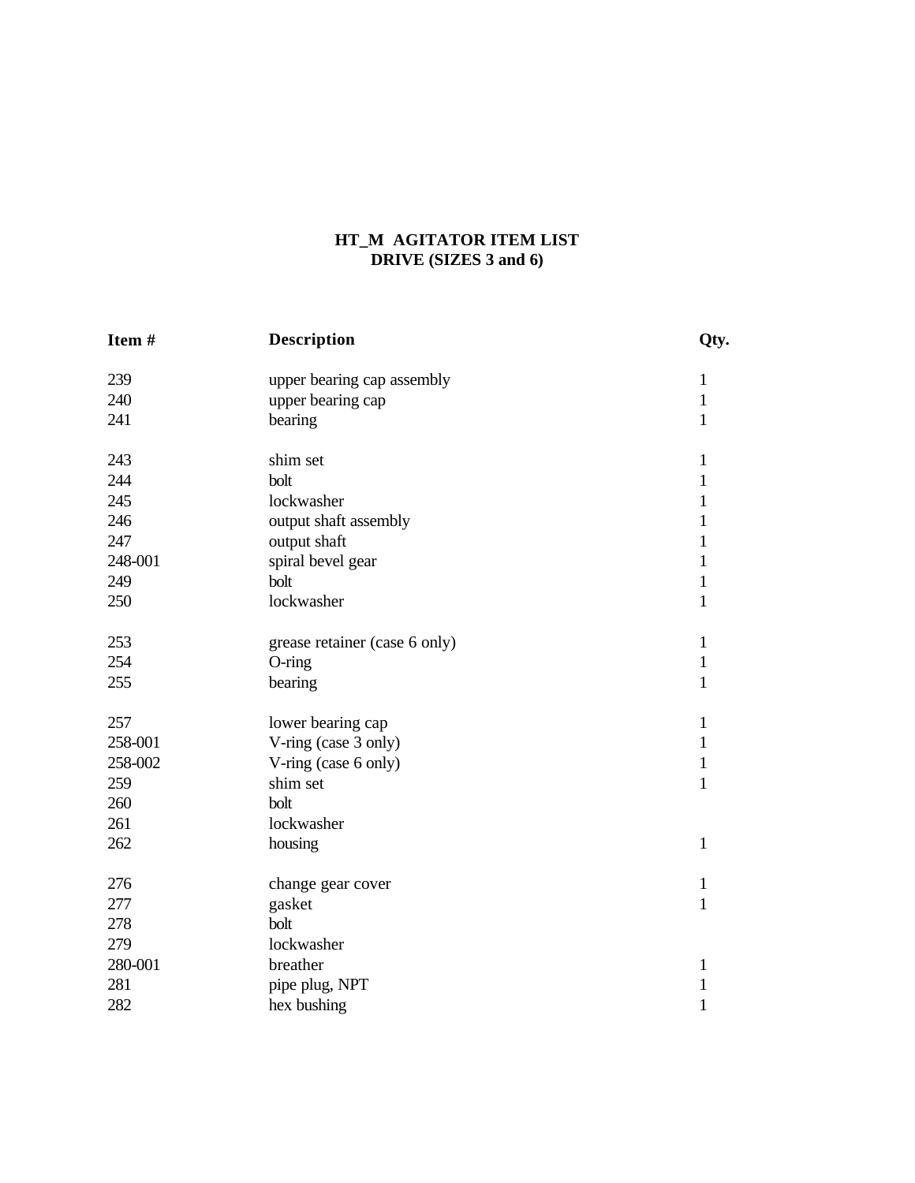# HT_M AGITATOR ITEM LIST
## DRIVE (SIZES 3 and 6)

| Item # | Description | Qty. |
|---|---|---|
| 239 | upper bearing cap assembly | 1 |
| 240 | upper bearing cap | 1 |
| 241 | bearing | 1 |
| | | |
| 243 | shim set | 1 |
| 244 | bolt | 1 |
| 245 | lockwasher | 1 |
| 246 | output shaft assembly | 1 |
| 247 | output shaft | 1 |
| 248-001 | spiral bevel gear | 1 |
| 249 | bolt | 1 |
| 250 | lockwasher | 1 |
| | | |
| 253 | grease retainer (case 6 only) | 1 |
| 254 | O-ring | 1 |
| 255 | bearing | 1 |
| | | |
| 257 | lower bearing cap | 1 |
| 258-001 | V-ring (case 3 only) | 1 |
| 258-002 | V-ring (case 6 only) | 1 |
| 259 | shim set | 1 |
| 260 | bolt | |
| 261 | lockwasher | |
| 262 | housing | 1 |
| | | |
| 276 | change gear cover | 1 |
| 277 | gasket | 1 |
| 278 | bolt | |
| 279 | lockwasher | |
| 280-001 | breather | 1 |
| 281 | pipe plug, NPT | 1 |
| 282 | hex bushing | 1 |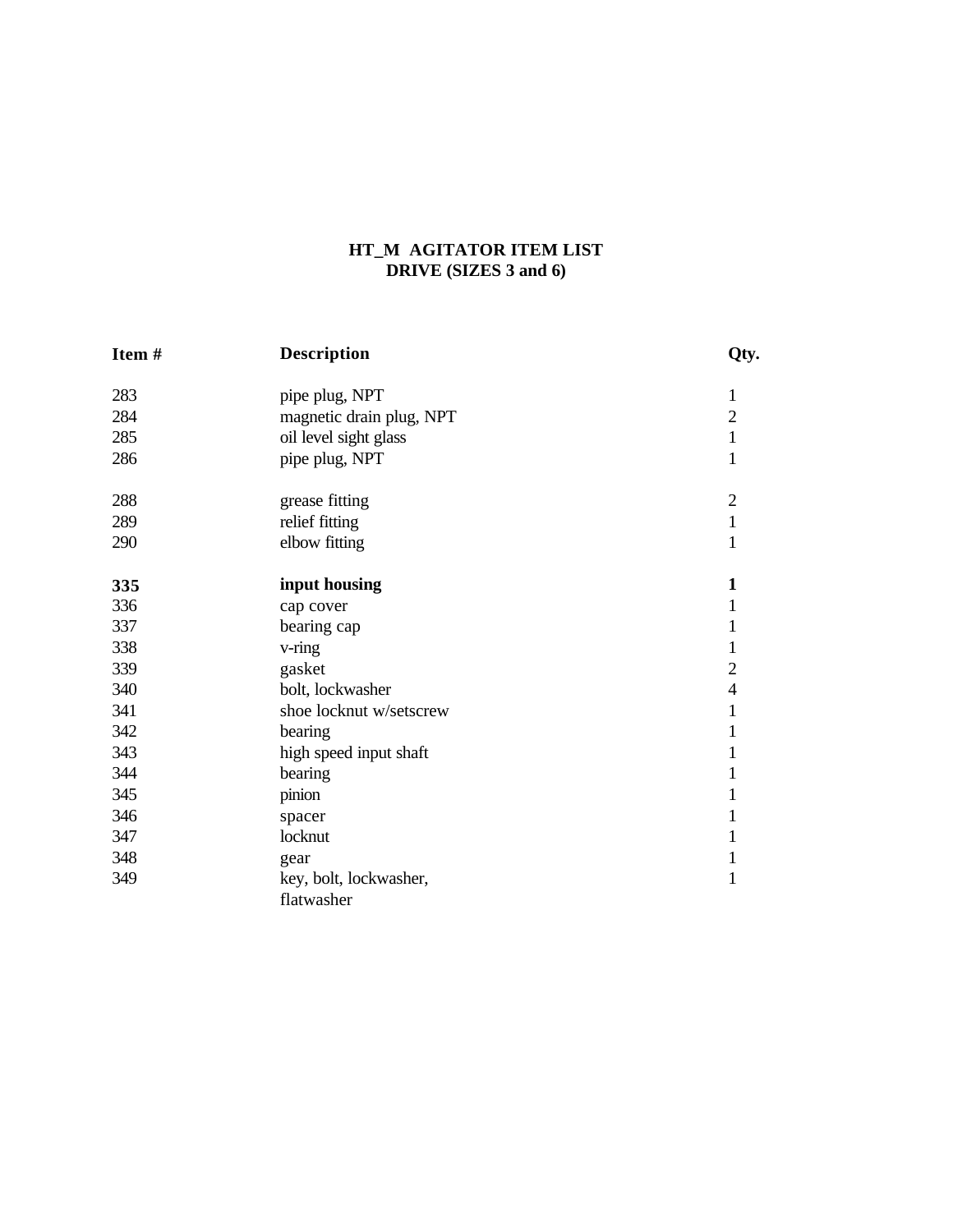# HT_M AGITATOR ITEM LIST
## DRIVE (SIZES 3 and 6)

| Item # | Description | Qty. |
|---|---|---|
| 283 | pipe plug, NPT | 1 |
| 284 | magnetic drain plug, NPT | 2 |
| 285 | oil level sight glass | 1 |
| 286 | pipe plug, NPT | 1 |
| | | |
| 288 | grease fitting | 2 |
| 289 | relief fitting | 1 |
| 290 | elbow fitting | 1 |
| | | |
| **335** | **input housing** | **1** |
| 336 | cap cover | 1 |
| 337 | bearing cap | 1 |
| 338 | v-ring | 1 |
| 339 | gasket | 2 |
| 340 | bolt, lockwasher | 4 |
| 341 | shoe locknut w/setscrew | 1 |
| 342 | bearing | 1 |
| 343 | high speed input shaft | 1 |
| 344 | bearing | 1 |
| 345 | pinion | 1 |
| 346 | spacer | 1 |
| 347 | locknut | 1 |
| 348 | gear | 1 |
| 349 | key, bolt, lockwasher, flatwasher | 1 |